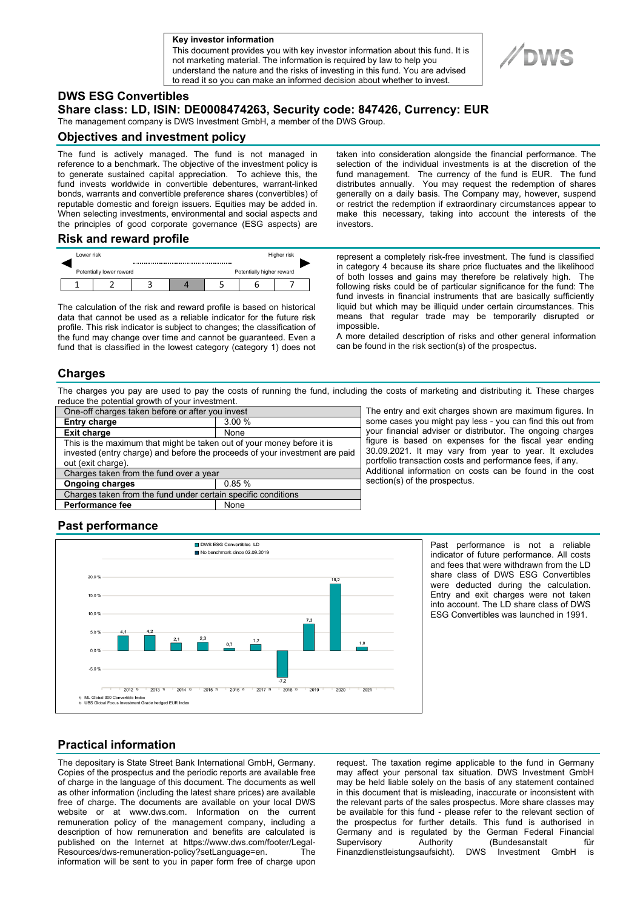**Key investor information**

This document provides you with key investor information about this fund. It is not marketing material. The information is required by law to help you understand the nature and the risks of investing in this fund. You are advised to read it so you can make an informed decision about whether to invest.

DWS

# DWS ESG Convertibles

## Share class: LD, ISIN: DE0008474263, Security code: 847426, Currency: EUR

The management company is DWS Investment GmbH, a member of the DWS Group.

## Objectives and investment policy

The fund is actively managed. The fund is not managed in reference to a benchmark. The objective of the investment policy is to generate sustained capital appreciation. To achieve this, the fund invests worldwide in convertible debentures, warrant-linked bonds, warrants and convertible preference shares (convertibles) of reputable domestic and foreign issuers. Equities may be added in. When selecting investments, environmental and social aspects and the principles of good corporate governance (ESG aspects) are taken into consideration alongside the financial performance. The selection of the individual investments is at the discretion of the fund management. The currency of the fund is EUR. The fund distributes annually. You may request the redemption of shares generally on a daily basis. The Company may, however, suspend or restrict the redemption if extraordinary circumstances appear to make this necessary, taking into account the interests of the investors.

## Risk and reward profile

| Lower risk | | | | | | Higher risk |
|---|---|---|---|---|---|---|
| Potentially lower reward | | | | | | Potentially higher reward |
| 1 | 2 | 3 | **4** | 5 | 6 | 7 |

The calculation of the risk and reward profile is based on historical data that cannot be used as a reliable indicator for the future risk profile. This risk indicator is subject to changes; the classification of the fund may change over time and cannot be guaranteed. Even a fund that is classified in the lowest category (category 1) does not represent a completely risk-free investment. The fund is classified in category 4 because its share price fluctuates and the likelihood of both losses and gains may therefore be relatively high. The following risks could be of particular significance for the fund: The fund invests in financial instruments that are basically sufficiently liquid but which may be illiquid under certain circumstances. This means that regular trade may be temporarily disrupted or impossible.

A more detailed description of risks and other general information can be found in the risk section(s) of the prospectus.

## Charges

The charges you pay are used to pay the costs of running the fund, including the costs of marketing and distributing it. These charges reduce the potential growth of your investment.

| One-off charges taken before or after you invest | |
|---|---|
| **Entry charge** | 3.00 % |
| **Exit charge** | None |
| This is the maximum that might be taken out of your money before it is invested (entry charge) and before the proceeds of your investment are paid out (exit charge). | |
| Charges taken from the fund over a year | |
| **Ongoing charges** | 0.85 % |
| Charges taken from the fund under certain specific conditions | |
| **Performance fee** | None |

The entry and exit charges shown are maximum figures. In some cases you might pay less - you can find this out from your financial adviser or distributor. The ongoing charges figure is based on expenses for the fiscal year ending 30.09.2021. It may vary from year to year. It excludes portfolio transaction costs and performance fees, if any. Additional information on costs can be found in the cost section(s) of the prospectus.

## Past performance

DWS ESG Convertibles LD
No benchmark since 02.09.2019

| Year | DWS ESG Convertibles LD (%) |
|---|---|
| 2012 [1] | 4.1 |
| 2013 [1] | 4.2 |
| 2014 [2] | 2.1 |
| 2015 [2] | 2.3 |
| 2016 [2] | 0.7 |
| 2017 [2] | 1.7 |
| 2018 [2] | -7.2 |
| 2019 | 7.3 |
| 2020 | 18.2 |
| 2021 | 1.0 |

1) ML Global 300 Convertible Index
2) UBS Global Focus Investment Grade hedged EUR Index

Past performance is not a reliable indicator of future performance. All costs and fees that were withdrawn from the LD share class of DWS ESG Convertibles were deducted during the calculation. Entry and exit charges were not taken into account. The LD share class of DWS ESG Convertibles was launched in 1991.

## Practical information

The depositary is State Street Bank International GmbH, Germany. Copies of the prospectus and the periodic reports are available free of charge in the language of this document. The documents as well as other information (including the latest share prices) are available free of charge. The documents are available on your local DWS website or at www.dws.com. Information on the current remuneration policy of the management company, including a description of how remuneration and benefits are calculated is published on the Internet at https://www.dws.com/footer/Legal-Resources/dws-remuneration-policy?setLanguage=en. The information will be sent to you in paper form free of charge upon request. The taxation regime applicable to the fund in Germany may affect your personal tax situation. DWS Investment GmbH may be held liable solely on the basis of any statement contained in this document that is misleading, inaccurate or inconsistent with the relevant parts of the sales prospectus. More share classes may be available for this fund - please refer to the relevant section of the prospectus for further details. This fund is authorised in Germany and is regulated by the German Federal Financial Supervisory Authority (Bundesanstalt für Finanzdienstleistungsaufsicht). DWS Investment GmbH is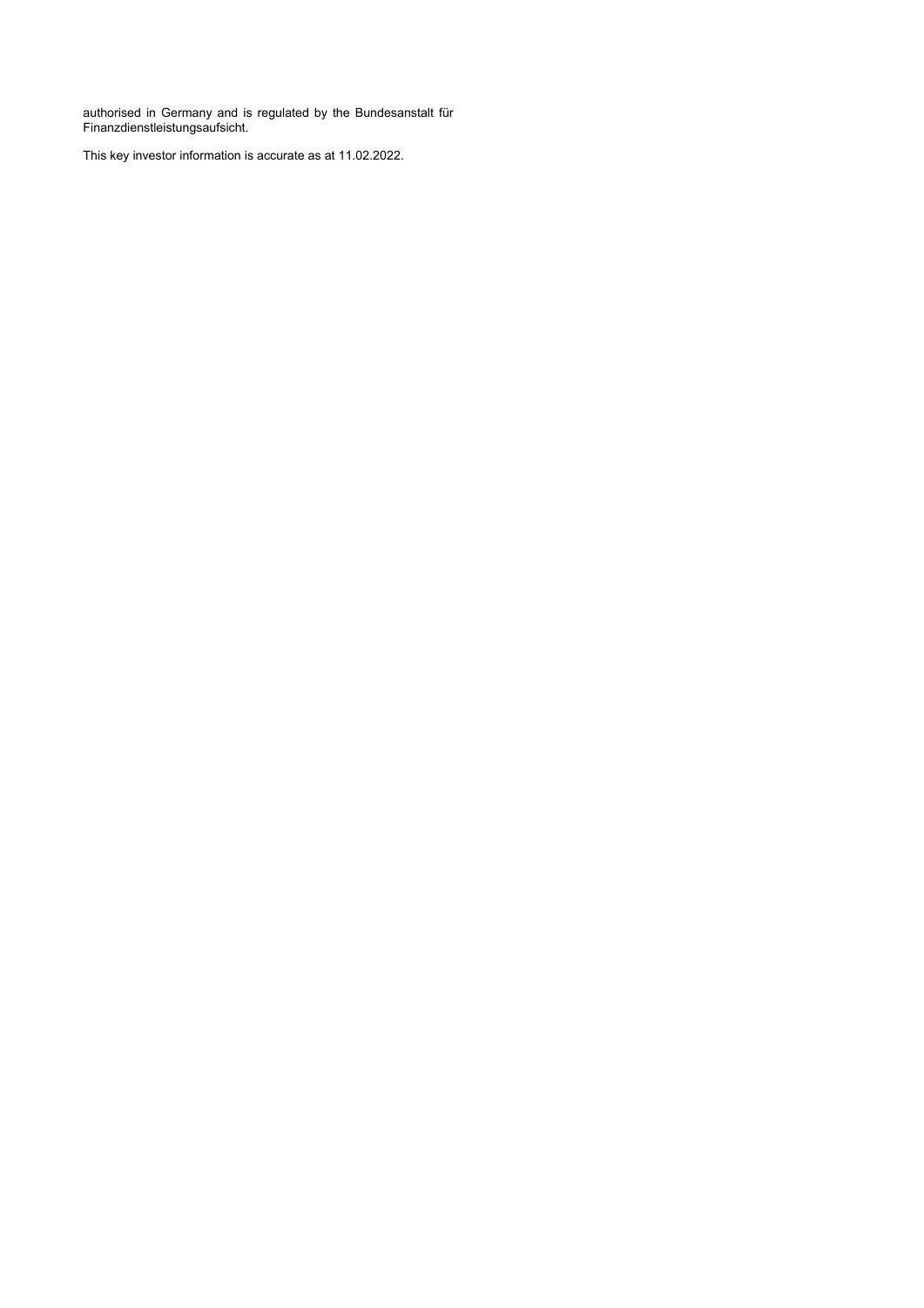authorised in Germany and is regulated by the Bundesanstalt für Finanzdienstleistungsaufsicht.

This key investor information is accurate as at 11.02.2022.